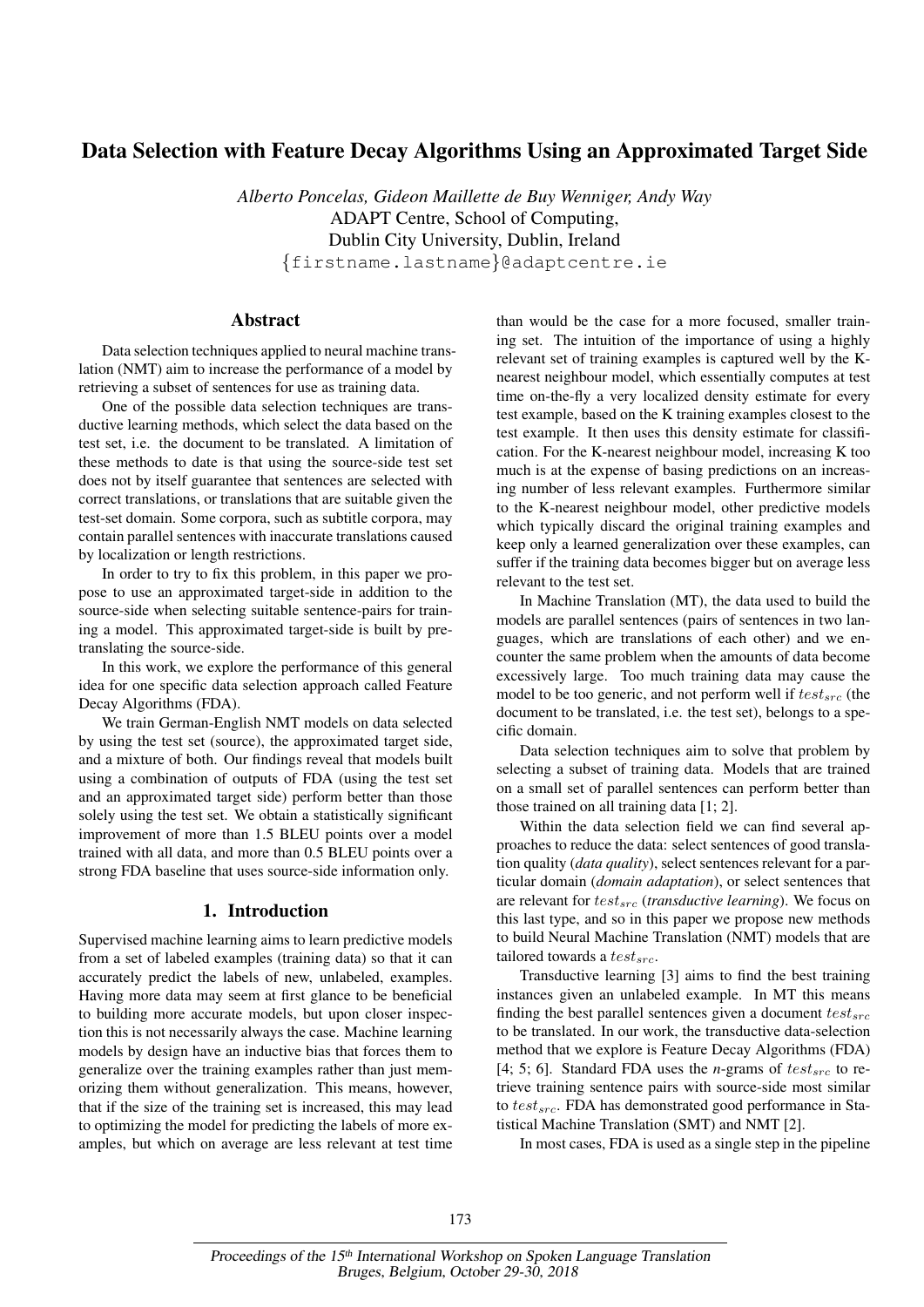# Data Selection with Feature Decay Algorithms Using an Approximated Target Side

*Alberto Poncelas, Gideon Maillette de Buy Wenniger, Andy Way*
ADAPT Centre, School of Computing,
Dublin City University, Dublin, Ireland
{firstname.lastname}@adaptcentre.ie

## Abstract

Data selection techniques applied to neural machine translation (NMT) aim to increase the performance of a model by retrieving a subset of sentences for use as training data.

One of the possible data selection techniques are transductive learning methods, which select the data based on the test set, i.e. the document to be translated. A limitation of these methods to date is that using the source-side test set does not by itself guarantee that sentences are selected with correct translations, or translations that are suitable given the test-set domain. Some corpora, such as subtitle corpora, may contain parallel sentences with inaccurate translations caused by localization or length restrictions.

In order to try to fix this problem, in this paper we propose to use an approximated target-side in addition to the source-side when selecting suitable sentence-pairs for training a model. This approximated target-side is built by pre-translating the source-side.

In this work, we explore the performance of this general idea for one specific data selection approach called Feature Decay Algorithms (FDA).

We train German-English NMT models on data selected by using the test set (source), the approximated target side, and a mixture of both. Our findings reveal that models built using a combination of outputs of FDA (using the test set and an approximated target side) perform better than those solely using the test set. We obtain a statistically significant improvement of more than 1.5 BLEU points over a model trained with all data, and more than 0.5 BLEU points over a strong FDA baseline that uses source-side information only.

## 1. Introduction

Supervised machine learning aims to learn predictive models from a set of labeled examples (training data) so that it can accurately predict the labels of new, unlabeled, examples. Having more data may seem at first glance to be beneficial to building more accurate models, but upon closer inspection this is not necessarily always the case. Machine learning models by design have an inductive bias that forces them to generalize over the training examples rather than just memorizing them without generalization. This means, however, that if the size of the training set is increased, this may lead to optimizing the model for predicting the labels of more examples, but which on average are less relevant at test time than would be the case for a more focused, smaller training set. The intuition of the importance of using a highly relevant set of training examples is captured well by the K-nearest neighbour model, which essentially computes at test time on-the-fly a very localized density estimate for every test example, based on the K training examples closest to the test example. It then uses this density estimate for classification. For the K-nearest neighbour model, increasing K too much is at the expense of basing predictions on an increasing number of less relevant examples. Furthermore similar to the K-nearest neighbour model, other predictive models which typically discard the original training examples and keep only a learned generalization over these examples, can suffer if the training data becomes bigger but on average less relevant to the test set.

In Machine Translation (MT), the data used to build the models are parallel sentences (pairs of sentences in two languages, which are translations of each other) and we encounter the same problem when the amounts of data become excessively large. Too much training data may cause the model to be too generic, and not perform well if $test_{src}$ (the document to be translated, i.e. the test set), belongs to a specific domain.

Data selection techniques aim to solve that problem by selecting a subset of training data. Models that are trained on a small set of parallel sentences can perform better than those trained on all training data [1; 2].

Within the data selection field we can find several approaches to reduce the data: select sentences of good translation quality (*data quality*), select sentences relevant for a particular domain (*domain adaptation*), or select sentences that are relevant for $test_{src}$ (*transductive learning*). We focus on this last type, and so in this paper we propose new methods to build Neural Machine Translation (NMT) models that are tailored towards a $test_{src}$.

Transductive learning [3] aims to find the best training instances given an unlabeled example. In MT this means finding the best parallel sentences given a document $test_{src}$ to be translated. In our work, the transductive data-selection method that we explore is Feature Decay Algorithms (FDA) [4; 5; 6]. Standard FDA uses the *n*-grams of $test_{src}$ to retrieve training sentence pairs with source-side most similar to $test_{src}$. FDA has demonstrated good performance in Statistical Machine Translation (SMT) and NMT [2].

In most cases, FDA is used as a single step in the pipeline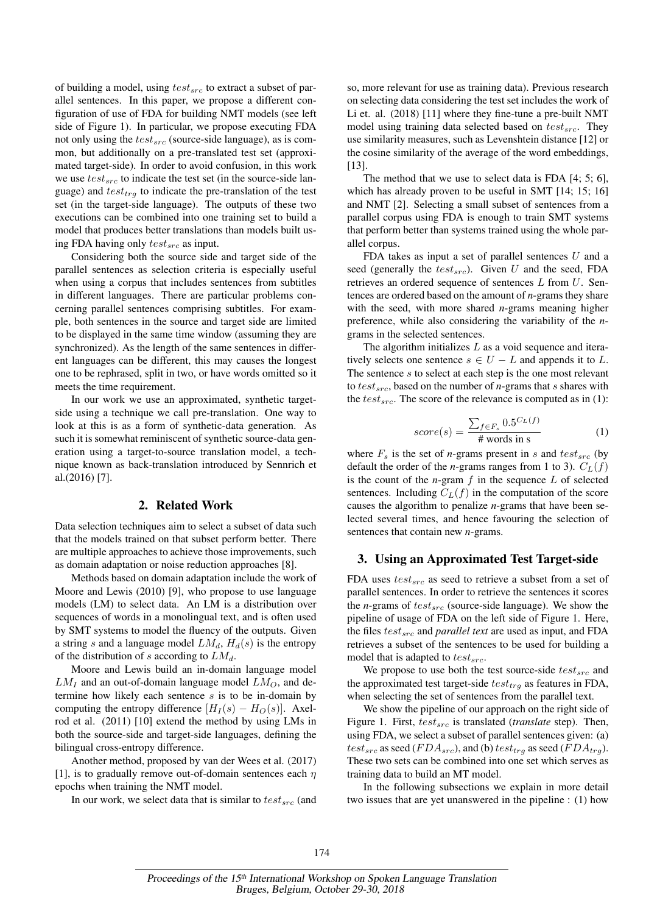of building a model, using $test_{src}$ to extract a subset of parallel sentences. In this paper, we propose a different configuration of use of FDA for building NMT models (see left side of Figure 1). In particular, we propose executing FDA not only using the $test_{src}$ (source-side language), as is common, but additionally on a pre-translated test set (approximated target-side). In order to avoid confusion, in this work we use $test_{src}$ to indicate the test set (in the source-side language) and $test_{trg}$ to indicate the pre-translation of the test set (in the target-side language). The outputs of these two executions can be combined into one training set to build a model that produces better translations than models built using FDA having only $test_{src}$ as input.

Considering both the source side and target side of the parallel sentences as selection criteria is especially useful when using a corpus that includes sentences from subtitles in different languages. There are particular problems concerning parallel sentences comprising subtitles. For example, both sentences in the source and target side are limited to be displayed in the same time window (assuming they are synchronized). As the length of the same sentences in different languages can be different, this may causes the longest one to be rephrased, split in two, or have words omitted so it meets the time requirement.

In our work we use an approximated, synthetic target-side using a technique we call pre-translation. One way to look at this is as a form of synthetic-data generation. As such it is somewhat reminiscent of synthetic source-data generation using a target-to-source translation model, a technique known as back-translation introduced by Sennrich et al.(2016) [7].

## 2. Related Work

Data selection techniques aim to select a subset of data such that the models trained on that subset perform better. There are multiple approaches to achieve those improvements, such as domain adaptation or noise reduction approaches [8].

Methods based on domain adaptation include the work of Moore and Lewis (2010) [9], who propose to use language models (LM) to select data. An LM is a distribution over sequences of words in a monolingual text, and is often used by SMT systems to model the fluency of the outputs. Given a string $s$ and a language model $LM_d$, $H_d(s)$ is the entropy of the distribution of $s$ according to $LM_d$.

Moore and Lewis build an in-domain language model $LM_I$ and an out-of-domain language model $LM_O$, and determine how likely each sentence $s$ is to be in-domain by computing the entropy difference $[H_I(s) - H_O(s)]$. Axelrod et al. (2011) [10] extend the method by using LMs in both the source-side and target-side languages, defining the bilingual cross-entropy difference.

Another method, proposed by van der Wees et al. (2017) [1], is to gradually remove out-of-domain sentences each $\eta$ epochs when training the NMT model.

In our work, we select data that is similar to $test_{src}$ (and so, more relevant for use as training data). Previous research on selecting data considering the test set includes the work of Li et. al. (2018) [11] where they fine-tune a pre-built NMT model using training data selected based on $test_{src}$. They use similarity measures, such as Levenshtein distance [12] or the cosine similarity of the average of the word embeddings, [13].

The method that we use to select data is FDA [4; 5; 6], which has already proven to be useful in SMT [14; 15; 16] and NMT [2]. Selecting a small subset of sentences from a parallel corpus using FDA is enough to train SMT systems that perform better than systems trained using the whole parallel corpus.

FDA takes as input a set of parallel sentences $U$ and a seed (generally the $test_{src}$). Given $U$ and the seed, FDA retrieves an ordered sequence of sentences $L$ from $U$. Sentences are ordered based on the amount of *n*-grams they share with the seed, with more shared *n*-grams meaning higher preference, while also considering the variability of the *n*-grams in the selected sentences.

The algorithm initializes $L$ as a void sequence and iteratively selects one sentence $s \in U - L$ and appends it to $L$. The sentence $s$ to select at each step is the one most relevant to $test_{src}$, based on the number of *n*-grams that $s$ shares with the $test_{src}$. The score of the relevance is computed as in (1):

$$score(s) = \frac{\sum_{f \in F_s} 0.5^{C_L(f)}}{\text{\# words in s}} \quad (1)$$

where $F_s$ is the set of *n*-grams present in $s$ and $test_{src}$ (by default the order of the *n*-grams ranges from 1 to 3). $C_L(f)$ is the count of the *n*-gram $f$ in the sequence $L$ of selected sentences. Including $C_L(f)$ in the computation of the score causes the algorithm to penalize *n*-grams that have been selected several times, and hence favouring the selection of sentences that contain new *n*-grams.

## 3. Using an Approximated Test Target-side

FDA uses $test_{src}$ as seed to retrieve a subset from a set of parallel sentences. In order to retrieve the sentences it scores the *n*-grams of $test_{src}$ (source-side language). We show the pipeline of usage of FDA on the left side of Figure 1. Here, the files $test_{src}$ and *parallel text* are used as input, and FDA retrieves a subset of the sentences to be used for building a model that is adapted to $test_{src}$.

We propose to use both the test source-side $test_{src}$ and the approximated test target-side $test_{trg}$ as features in FDA, when selecting the set of sentences from the parallel text.

We show the pipeline of our approach on the right side of Figure 1. First, $test_{src}$ is translated (*translate* step). Then, using FDA, we select a subset of parallel sentences given: (a) $test_{src}$ as seed ($FDA_{src}$), and (b) $test_{trg}$ as seed ($FDA_{trg}$). These two sets can be combined into one set which serves as training data to build an MT model.

In the following subsections we explain in more detail two issues that are yet unanswered in the pipeline : (1) how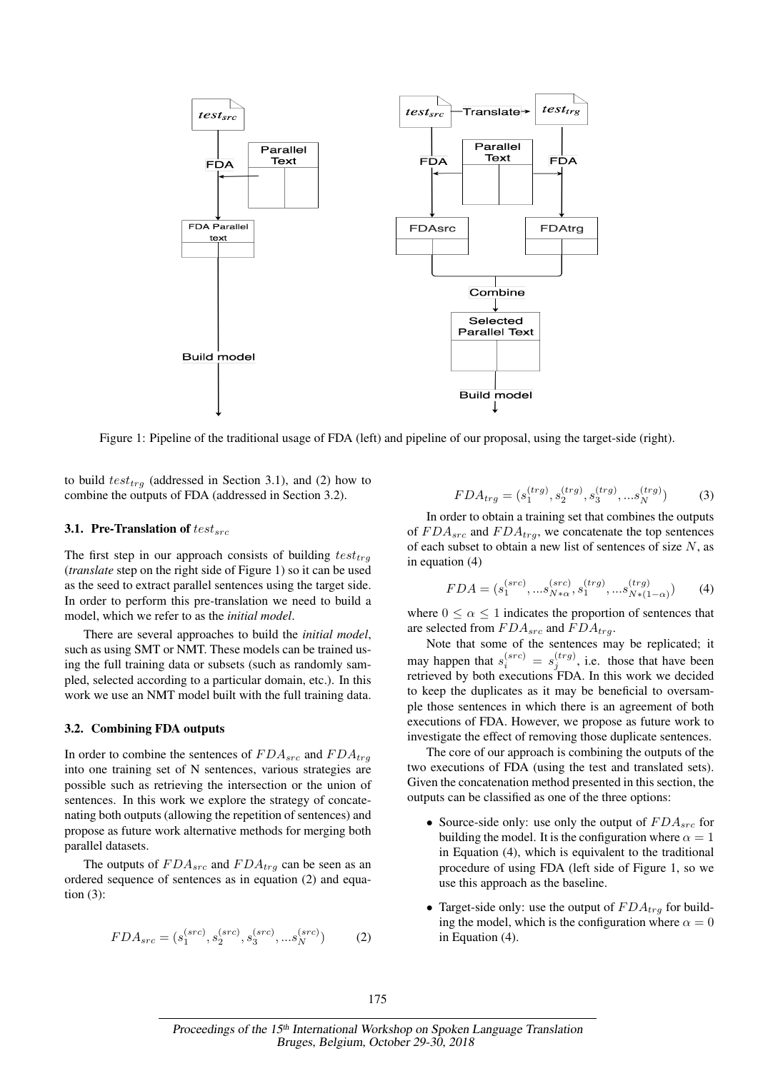Figure 1: Pipeline of the traditional usage of FDA (left) and pipeline of our proposal, using the target-side (right).

to build $test_{trg}$ (addressed in Section 3.1), and (2) how to combine the outputs of FDA (addressed in Section 3.2).

### 3.1. Pre-Translation of $test_{src}$

The first step in our approach consists of building $test_{trg}$ (*translate* step on the right side of Figure 1) so it can be used as the seed to extract parallel sentences using the target side. In order to perform this pre-translation we need to build a model, which we refer to as the *initial model*.

There are several approaches to build the *initial model*, such as using SMT or NMT. These models can be trained using the full training data or subsets (such as randomly sampled, selected according to a particular domain, etc.). In this work we use an NMT model built with the full training data.

### 3.2. Combining FDA outputs

In order to combine the sentences of $FDA_{src}$ and $FDA_{trg}$ into one training set of N sentences, various strategies are possible such as retrieving the intersection or the union of sentences. In this work we explore the strategy of concatenating both outputs (allowing the repetition of sentences) and propose as future work alternative methods for merging both parallel datasets.

The outputs of $FDA_{src}$ and $FDA_{trg}$ can be seen as an ordered sequence of sentences as in equation (2) and equation (3):

$$FDA_{src} = (s_1^{(src)}, s_2^{(src)}, s_3^{(src)}, ...s_N^{(src)}) \quad (2)$$

$$FDA_{trg} = (s_1^{(trg)}, s_2^{(trg)}, s_3^{(trg)}, ...s_N^{(trg)}) \quad (3)$$

In order to obtain a training set that combines the outputs of $FDA_{src}$ and $FDA_{trg}$, we concatenate the top sentences of each subset to obtain a new list of sentences of size $N$, as in equation (4)

$$FDA = (s_1^{(src)}, ...s_{N*\alpha}^{(src)}, s_1^{(trg)}, ...s_{N*(1-\alpha)}^{(trg)}) \quad (4)$$

where $0 \leq \alpha \leq 1$ indicates the proportion of sentences that are selected from $FDA_{src}$ and $FDA_{trg}$.

Note that some of the sentences may be replicated; it may happen that $s_i^{(src)} = s_j^{(trg)}$, i.e. those that have been retrieved by both executions FDA. In this work we decided to keep the duplicates as it may be beneficial to oversample those sentences in which there is an agreement of both executions of FDA. However, we propose as future work to investigate the effect of removing those duplicate sentences.

The core of our approach is combining the outputs of the two executions of FDA (using the test and translated sets). Given the concatenation method presented in this section, the outputs can be classified as one of the three options:

- Source-side only: use only the output of $FDA_{src}$ for building the model. It is the configuration where $\alpha = 1$ in Equation (4), which is equivalent to the traditional procedure of using FDA (left side of Figure 1, so we use this approach as the baseline.
- Target-side only: use the output of $FDA_{trg}$ for building the model, which is the configuration where $\alpha = 0$ in Equation (4).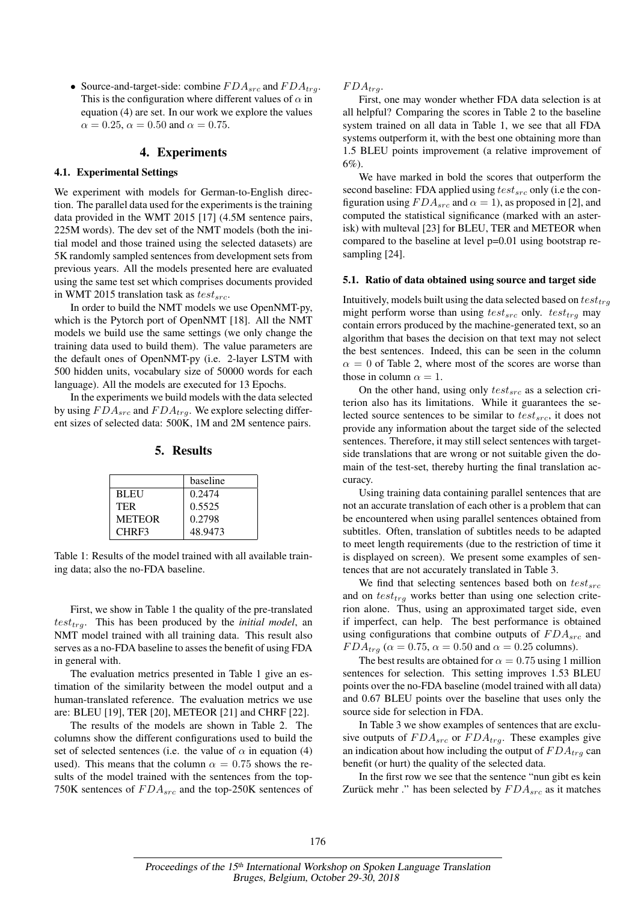- Source-and-target-side: combine $FDA_{src}$ and $FDA_{trg}$. This is the configuration where different values of $\alpha$ in equation (4) are set. In our work we explore the values $\alpha = 0.25$, $\alpha = 0.50$ and $\alpha = 0.75$.

## 4. Experiments

### 4.1. Experimental Settings

We experiment with models for German-to-English direction. The parallel data used for the experiments is the training data provided in the WMT 2015 [17] (4.5M sentence pairs, 225M words). The dev set of the NMT models (both the initial model and those trained using the selected datasets) are 5K randomly sampled sentences from development sets from previous years. All the models presented here are evaluated using the same test set which comprises documents provided in WMT 2015 translation task as $test_{src}$.

In order to build the NMT models we use OpenNMT-py, which is the Pytorch port of OpenNMT [18]. All the NMT models we build use the same settings (we only change the training data used to build them). The value parameters are the default ones of OpenNMT-py (i.e. 2-layer LSTM with 500 hidden units, vocabulary size of 50000 words for each language). All the models are executed for 13 Epochs.

In the experiments we build models with the data selected by using $FDA_{src}$ and $FDA_{trg}$. We explore selecting different sizes of selected data: 500K, 1M and 2M sentence pairs.

## 5. Results

| | baseline |
|---|---|
| BLEU | 0.2474 |
| TER | 0.5525 |
| METEOR | 0.2798 |
| CHRF3 | 48.9473 |

Table 1: Results of the model trained with all available training data; also the no-FDA baseline.

First, we show in Table 1 the quality of the pre-translated $test_{trg}$. This has been produced by the *initial model*, an NMT model trained with all training data. This result also serves as a no-FDA baseline to asses the benefit of using FDA in general with.

The evaluation metrics presented in Table 1 give an estimation of the similarity between the model output and a human-translated reference. The evaluation metrics we use are: BLEU [19], TER [20], METEOR [21] and CHRF [22].

The results of the models are shown in Table 2. The columns show the different configurations used to build the set of selected sentences (i.e. the value of $\alpha$ in equation (4) used). This means that the column $\alpha = 0.75$ shows the results of the model trained with the sentences from the top-750K sentences of $FDA_{src}$ and the top-250K sentences of $FDA_{trg}$.

First, one may wonder whether FDA data selection is at all helpful? Comparing the scores in Table 2 to the baseline system trained on all data in Table 1, we see that all FDA systems outperform it, with the best one obtaining more than 1.5 BLEU points improvement (a relative improvement of 6%).

We have marked in bold the scores that outperform the second baseline: FDA applied using $test_{src}$ only (i.e the configuration using $FDA_{src}$ and $\alpha = 1$), as proposed in [2], and computed the statistical significance (marked with an asterisk) with multeval [23] for BLEU, TER and METEOR when compared to the baseline at level p=0.01 using bootstrap resampling [24].

### 5.1. Ratio of data obtained using source and target side

Intuitively, models built using the data selected based on $test_{trg}$ might perform worse than using $test_{src}$ only. $test_{trg}$ may contain errors produced by the machine-generated text, so an algorithm that bases the decision on that text may not select the best sentences. Indeed, this can be seen in the column $\alpha = 0$ of Table 2, where most of the scores are worse than those in column $\alpha = 1$.

On the other hand, using only $test_{src}$ as a selection criterion also has its limitations. While it guarantees the selected source sentences to be similar to $test_{src}$, it does not provide any information about the target side of the selected sentences. Therefore, it may still select sentences with target-side translations that are wrong or not suitable given the domain of the test-set, thereby hurting the final translation accuracy.

Using training data containing parallel sentences that are not an accurate translation of each other is a problem that can be encountered when using parallel sentences obtained from subtitles. Often, translation of subtitles needs to be adapted to meet length requirements (due to the restriction of time it is displayed on screen). We present some examples of sentences that are not accurately translated in Table 3.

We find that selecting sentences based both on $test_{src}$ and on $test_{trg}$ works better than using one selection criterion alone. Thus, using an approximated target side, even if imperfect, can help. The best performance is obtained using configurations that combine outputs of $FDA_{src}$ and $FDA_{trg}$ ($\alpha = 0.75$, $\alpha = 0.50$ and $\alpha = 0.25$ columns).

The best results are obtained for $\alpha = 0.75$ using 1 million sentences for selection. This setting improves 1.53 BLEU points over the no-FDA baseline (model trained with all data) and 0.67 BLEU points over the baseline that uses only the source side for selection in FDA.

In Table 3 we show examples of sentences that are exclusive outputs of $FDA_{src}$ or $FDA_{trg}$. These examples give an indication about how including the output of $FDA_{trg}$ can benefit (or hurt) the quality of the selected data.

In the first row we see that the sentence "nun gibt es kein Zurück mehr ." has been selected by $FDA_{src}$ as it matches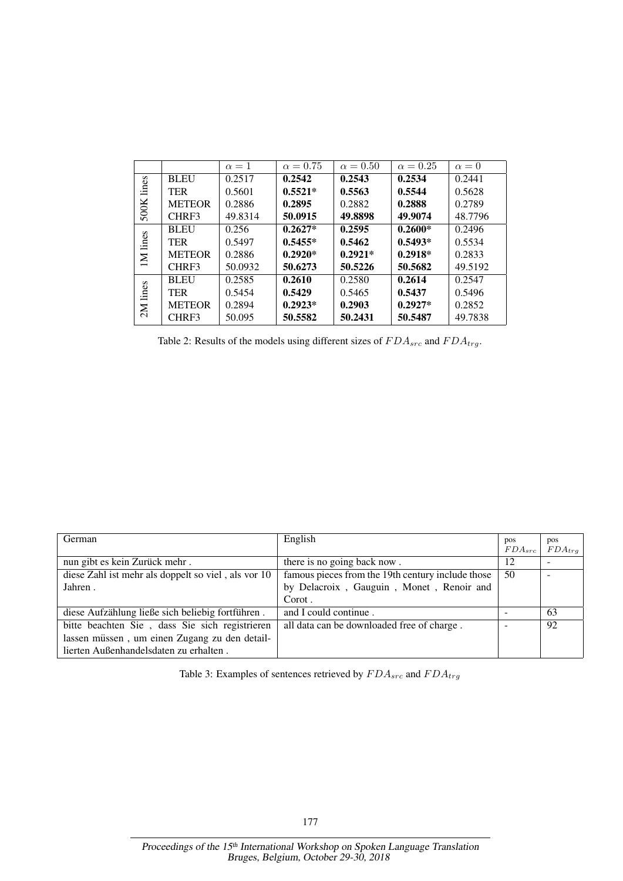| | | $\alpha = 1$ | $\alpha = 0.75$ | $\alpha = 0.50$ | $\alpha = 0.25$ | $\alpha = 0$ |
|---|---|---|---|---|---|---|
| 500K lines | BLEU | 0.2517 | **0.2542** | **0.2543** | **0.2534** | 0.2441 |
| | TER | 0.5601 | **0.5521*** | **0.5563** | **0.5544** | 0.5628 |
| | METEOR | 0.2886 | **0.2895** | 0.2882 | **0.2888** | 0.2789 |
| | CHRF3 | 49.8314 | **50.0915** | **49.8898** | **49.9074** | 48.7796 |
| 1M lines | BLEU | 0.256 | **0.2627*** | **0.2595** | **0.2600*** | 0.2496 |
| | TER | 0.5497 | **0.5455*** | **0.5462** | **0.5493*** | 0.5534 |
| | METEOR | 0.2886 | **0.2920*** | **0.2921*** | **0.2918*** | 0.2833 |
| | CHRF3 | 50.0932 | **50.6273** | **50.5226** | **50.5682** | 49.5192 |
| 2M lines | BLEU | 0.2585 | **0.2610** | 0.2580 | **0.2614** | 0.2547 |
| | TER | 0.5454 | **0.5429** | 0.5465 | **0.5437** | 0.5496 |
| | METEOR | 0.2894 | **0.2923*** | **0.2903** | **0.2927*** | 0.2852 |
| | CHRF3 | 50.095 | **50.5582** | **50.2431** | **50.5487** | 49.7838 |

Table 2: Results of the models using different sizes of $FDA_{src}$ and $FDA_{trg}$.

| German | English | pos $FDA_{src}$ | pos $FDA_{trg}$ |
|---|---|---|---|
| nun gibt es kein Zurück mehr . | there is no going back now . | 12 | - |
| diese Zahl ist mehr als doppelt so viel , als vor 10 Jahren . | famous pieces from the 19th century include those by Delacroix , Gauguin , Monet , Renoir and Corot . | 50 | - |
| diese Aufzählung ließe sich beliebig fortführen . | and I could continue . | - | 63 |
| bitte beachten Sie , dass Sie sich registrieren lassen müssen , um einen Zugang zu den detaillierten Außenhandelsdaten zu erhalten . | all data can be downloaded free of charge . | - | 92 |

Table 3: Examples of sentences retrieved by $FDA_{src}$ and $FDA_{trg}$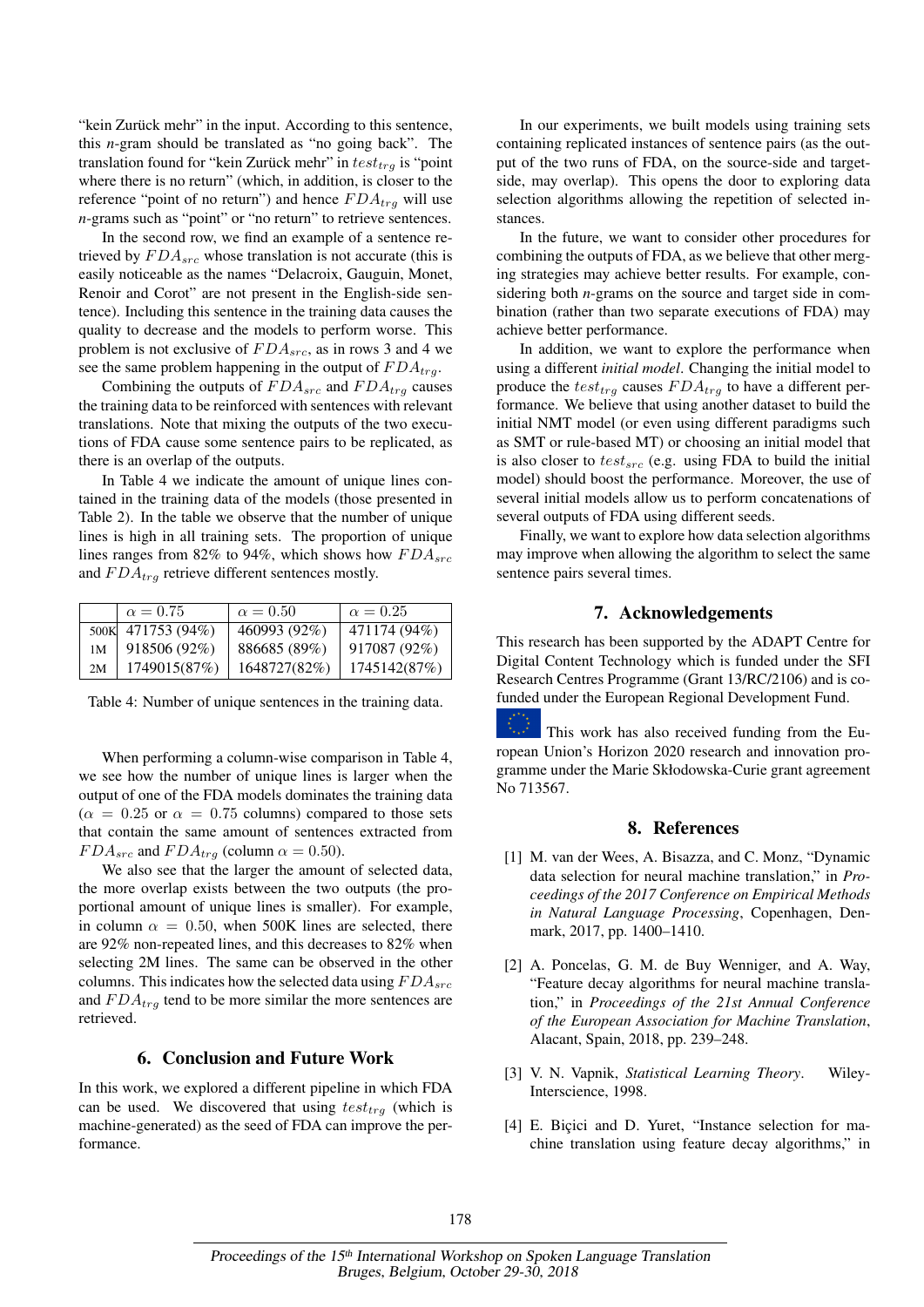"kein Zurück mehr" in the input. According to this sentence, this *n*-gram should be translated as "no going back". The translation found for "kein Zurück mehr" in $test_{trg}$ is "point where there is no return" (which, in addition, is closer to the reference "point of no return") and hence $FDA_{trg}$ will use *n*-grams such as "point" or "no return" to retrieve sentences.

In the second row, we find an example of a sentence retrieved by $FDA_{src}$ whose translation is not accurate (this is easily noticeable as the names "Delacroix, Gauguin, Monet, Renoir and Corot" are not present in the English-side sentence). Including this sentence in the training data causes the quality to decrease and the models to perform worse. This problem is not exclusive of $FDA_{src}$, as in rows 3 and 4 we see the same problem happening in the output of $FDA_{trg}$.

Combining the outputs of $FDA_{src}$ and $FDA_{trg}$ causes the training data to be reinforced with sentences with relevant translations. Note that mixing the outputs of the two executions of FDA cause some sentence pairs to be replicated, as there is an overlap of the outputs.

In Table 4 we indicate the amount of unique lines contained in the training data of the models (those presented in Table 2). In the table we observe that the number of unique lines is high in all training sets. The proportion of unique lines ranges from 82% to 94%, which shows how $FDA_{src}$ and $FDA_{trg}$ retrieve different sentences mostly.

| | $\alpha = 0.75$ | $\alpha = 0.50$ | $\alpha = 0.25$ |
|---|---|---|---|
| 500K | 471753 (94%) | 460993 (92%) | 471174 (94%) |
| 1M | 918506 (92%) | 886685 (89%) | 917087 (92%) |
| 2M | 1749015(87%) | 1648727(82%) | 1745142(87%) |

Table 4: Number of unique sentences in the training data.

When performing a column-wise comparison in Table 4, we see how the number of unique lines is larger when the output of one of the FDA models dominates the training data ($\alpha = 0.25$ or $\alpha = 0.75$ columns) compared to those sets that contain the same amount of sentences extracted from $FDA_{src}$ and $FDA_{trg}$ (column $\alpha = 0.50$).

We also see that the larger the amount of selected data, the more overlap exists between the two outputs (the proportional amount of unique lines is smaller). For example, in column $\alpha = 0.50$, when 500K lines are selected, there are 92% non-repeated lines, and this decreases to 82% when selecting 2M lines. The same can be observed in the other columns. This indicates how the selected data using $FDA_{src}$ and $FDA_{trg}$ tend to be more similar the more sentences are retrieved.

## 6. Conclusion and Future Work

In this work, we explored a different pipeline in which FDA can be used. We discovered that using $test_{trg}$ (which is machine-generated) as the seed of FDA can improve the performance.

In our experiments, we built models using training sets containing replicated instances of sentence pairs (as the output of the two runs of FDA, on the source-side and target-side, may overlap). This opens the door to exploring data selection algorithms allowing the repetition of selected instances.

In the future, we want to consider other procedures for combining the outputs of FDA, as we believe that other merging strategies may achieve better results. For example, considering both *n*-grams on the source and target side in combination (rather than two separate executions of FDA) may achieve better performance.

In addition, we want to explore the performance when using a different *initial model*. Changing the initial model to produce the $test_{trg}$ causes $FDA_{trg}$ to have a different performance. We believe that using another dataset to build the initial NMT model (or even using different paradigms such as SMT or rule-based MT) or choosing an initial model that is also closer to $test_{src}$ (e.g. using FDA to build the initial model) should boost the performance. Moreover, the use of several initial models allow us to perform concatenations of several outputs of FDA using different seeds.

Finally, we want to explore how data selection algorithms may improve when allowing the algorithm to select the same sentence pairs several times.

## 7. Acknowledgements

This research has been supported by the ADAPT Centre for Digital Content Technology which is funded under the SFI Research Centres Programme (Grant 13/RC/2106) and is co-funded under the European Regional Development Fund.

This work has also received funding from the European Union's Horizon 2020 research and innovation programme under the Marie Skłodowska-Curie grant agreement No 713567.

## 8. References

[1] M. van der Wees, A. Bisazza, and C. Monz, "Dynamic data selection for neural machine translation," in *Proceedings of the 2017 Conference on Empirical Methods in Natural Language Processing*, Copenhagen, Denmark, 2017, pp. 1400–1410.

[2] A. Poncelas, G. M. de Buy Wenniger, and A. Way, "Feature decay algorithms for neural machine translation," in *Proceedings of the 21st Annual Conference of the European Association for Machine Translation*, Alacant, Spain, 2018, pp. 239–248.

[3] V. N. Vapnik, *Statistical Learning Theory*. Wiley-Interscience, 1998.

[4] E. Biçici and D. Yuret, "Instance selection for machine translation using feature decay algorithms," in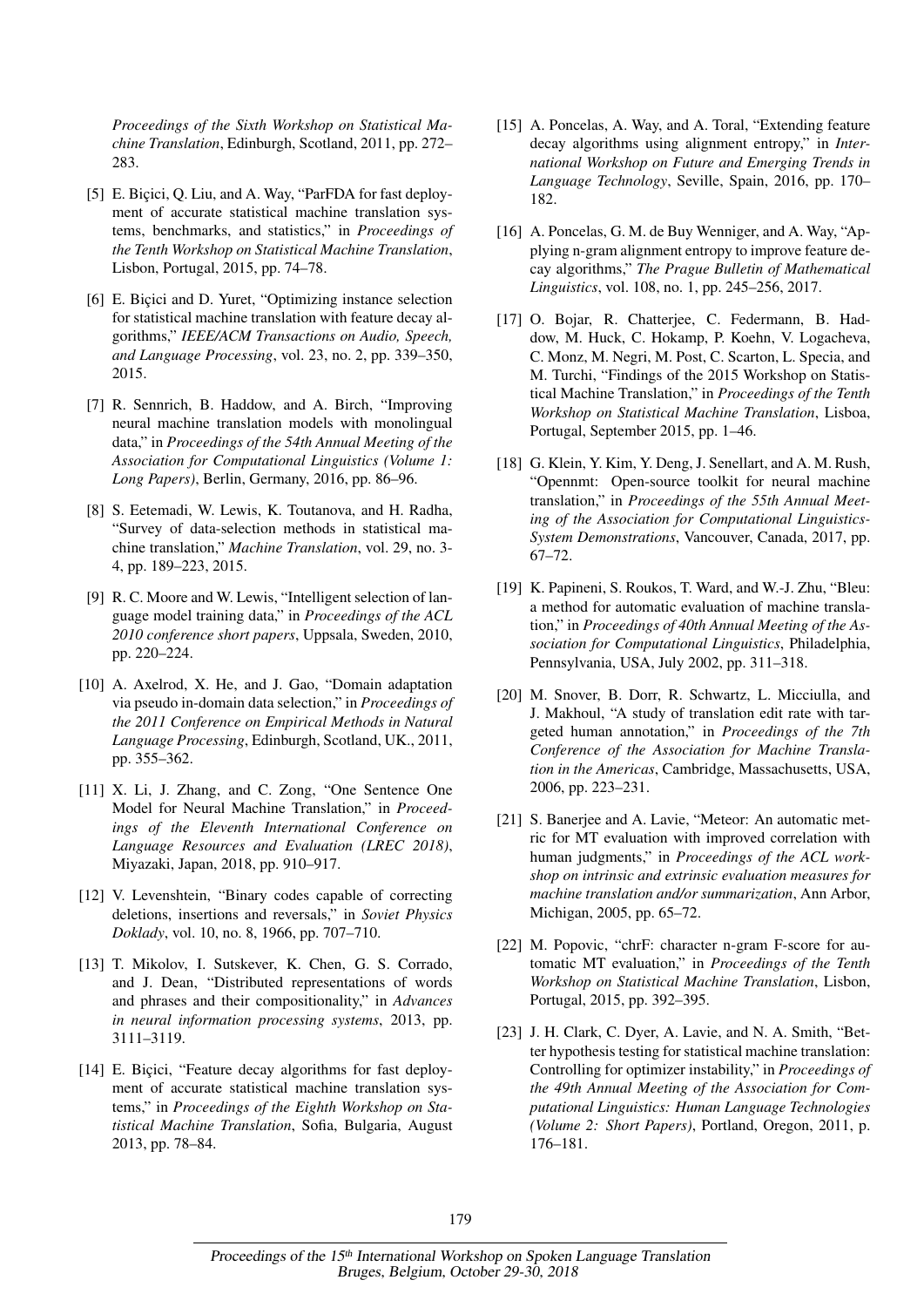*Proceedings of the Sixth Workshop on Statistical Machine Translation*, Edinburgh, Scotland, 2011, pp. 272–283.

[5] E. Biçici, Q. Liu, and A. Way, "ParFDA for fast deployment of accurate statistical machine translation systems, benchmarks, and statistics," in *Proceedings of the Tenth Workshop on Statistical Machine Translation*, Lisbon, Portugal, 2015, pp. 74–78.

[6] E. Biçici and D. Yuret, "Optimizing instance selection for statistical machine translation with feature decay algorithms," *IEEE/ACM Transactions on Audio, Speech, and Language Processing*, vol. 23, no. 2, pp. 339–350, 2015.

[7] R. Sennrich, B. Haddow, and A. Birch, "Improving neural machine translation models with monolingual data," in *Proceedings of the 54th Annual Meeting of the Association for Computational Linguistics (Volume 1: Long Papers)*, Berlin, Germany, 2016, pp. 86–96.

[8] S. Eetemadi, W. Lewis, K. Toutanova, and H. Radha, "Survey of data-selection methods in statistical machine translation," *Machine Translation*, vol. 29, no. 3-4, pp. 189–223, 2015.

[9] R. C. Moore and W. Lewis, "Intelligent selection of language model training data," in *Proceedings of the ACL 2010 conference short papers*, Uppsala, Sweden, 2010, pp. 220–224.

[10] A. Axelrod, X. He, and J. Gao, "Domain adaptation via pseudo in-domain data selection," in *Proceedings of the 2011 Conference on Empirical Methods in Natural Language Processing*, Edinburgh, Scotland, UK., 2011, pp. 355–362.

[11] X. Li, J. Zhang, and C. Zong, "One Sentence One Model for Neural Machine Translation," in *Proceedings of the Eleventh International Conference on Language Resources and Evaluation (LREC 2018)*, Miyazaki, Japan, 2018, pp. 910–917.

[12] V. Levenshtein, "Binary codes capable of correcting deletions, insertions and reversals," in *Soviet Physics Doklady*, vol. 10, no. 8, 1966, pp. 707–710.

[13] T. Mikolov, I. Sutskever, K. Chen, G. S. Corrado, and J. Dean, "Distributed representations of words and phrases and their compositionality," in *Advances in neural information processing systems*, 2013, pp. 3111–3119.

[14] E. Biçici, "Feature decay algorithms for fast deployment of accurate statistical machine translation systems," in *Proceedings of the Eighth Workshop on Statistical Machine Translation*, Sofia, Bulgaria, August 2013, pp. 78–84.

[15] A. Poncelas, A. Way, and A. Toral, "Extending feature decay algorithms using alignment entropy," in *International Workshop on Future and Emerging Trends in Language Technology*, Seville, Spain, 2016, pp. 170–182.

[16] A. Poncelas, G. M. de Buy Wenniger, and A. Way, "Applying n-gram alignment entropy to improve feature decay algorithms," *The Prague Bulletin of Mathematical Linguistics*, vol. 108, no. 1, pp. 245–256, 2017.

[17] O. Bojar, R. Chatterjee, C. Federmann, B. Haddow, M. Huck, C. Hokamp, P. Koehn, V. Logacheva, C. Monz, M. Negri, M. Post, C. Scarton, L. Specia, and M. Turchi, "Findings of the 2015 Workshop on Statistical Machine Translation," in *Proceedings of the Tenth Workshop on Statistical Machine Translation*, Lisboa, Portugal, September 2015, pp. 1–46.

[18] G. Klein, Y. Kim, Y. Deng, J. Senellart, and A. M. Rush, "Opennmt: Open-source toolkit for neural machine translation," in *Proceedings of the 55th Annual Meeting of the Association for Computational Linguistics-System Demonstrations*, Vancouver, Canada, 2017, pp. 67–72.

[19] K. Papineni, S. Roukos, T. Ward, and W.-J. Zhu, "Bleu: a method for automatic evaluation of machine translation," in *Proceedings of 40th Annual Meeting of the Association for Computational Linguistics*, Philadelphia, Pennsylvania, USA, July 2002, pp. 311–318.

[20] M. Snover, B. Dorr, R. Schwartz, L. Micciulla, and J. Makhoul, "A study of translation edit rate with targeted human annotation," in *Proceedings of the 7th Conference of the Association for Machine Translation in the Americas*, Cambridge, Massachusetts, USA, 2006, pp. 223–231.

[21] S. Banerjee and A. Lavie, "Meteor: An automatic metric for MT evaluation with improved correlation with human judgments," in *Proceedings of the ACL workshop on intrinsic and extrinsic evaluation measures for machine translation and/or summarization*, Ann Arbor, Michigan, 2005, pp. 65–72.

[22] M. Popovic, "chrF: character n-gram F-score for automatic MT evaluation," in *Proceedings of the Tenth Workshop on Statistical Machine Translation*, Lisbon, Portugal, 2015, pp. 392–395.

[23] J. H. Clark, C. Dyer, A. Lavie, and N. A. Smith, "Better hypothesis testing for statistical machine translation: Controlling for optimizer instability," in *Proceedings of the 49th Annual Meeting of the Association for Computational Linguistics: Human Language Technologies (Volume 2: Short Papers)*, Portland, Oregon, 2011, p. 176–181.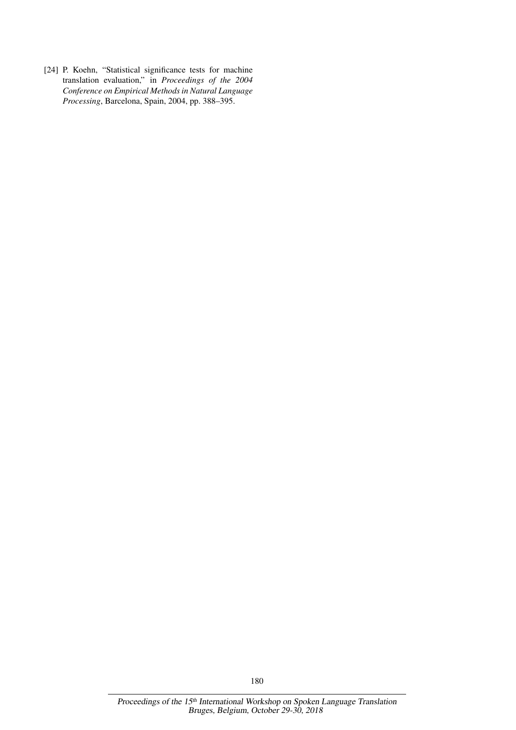[24] P. Koehn, "Statistical significance tests for machine translation evaluation," in *Proceedings of the 2004 Conference on Empirical Methods in Natural Language Processing*, Barcelona, Spain, 2004, pp. 388–395.